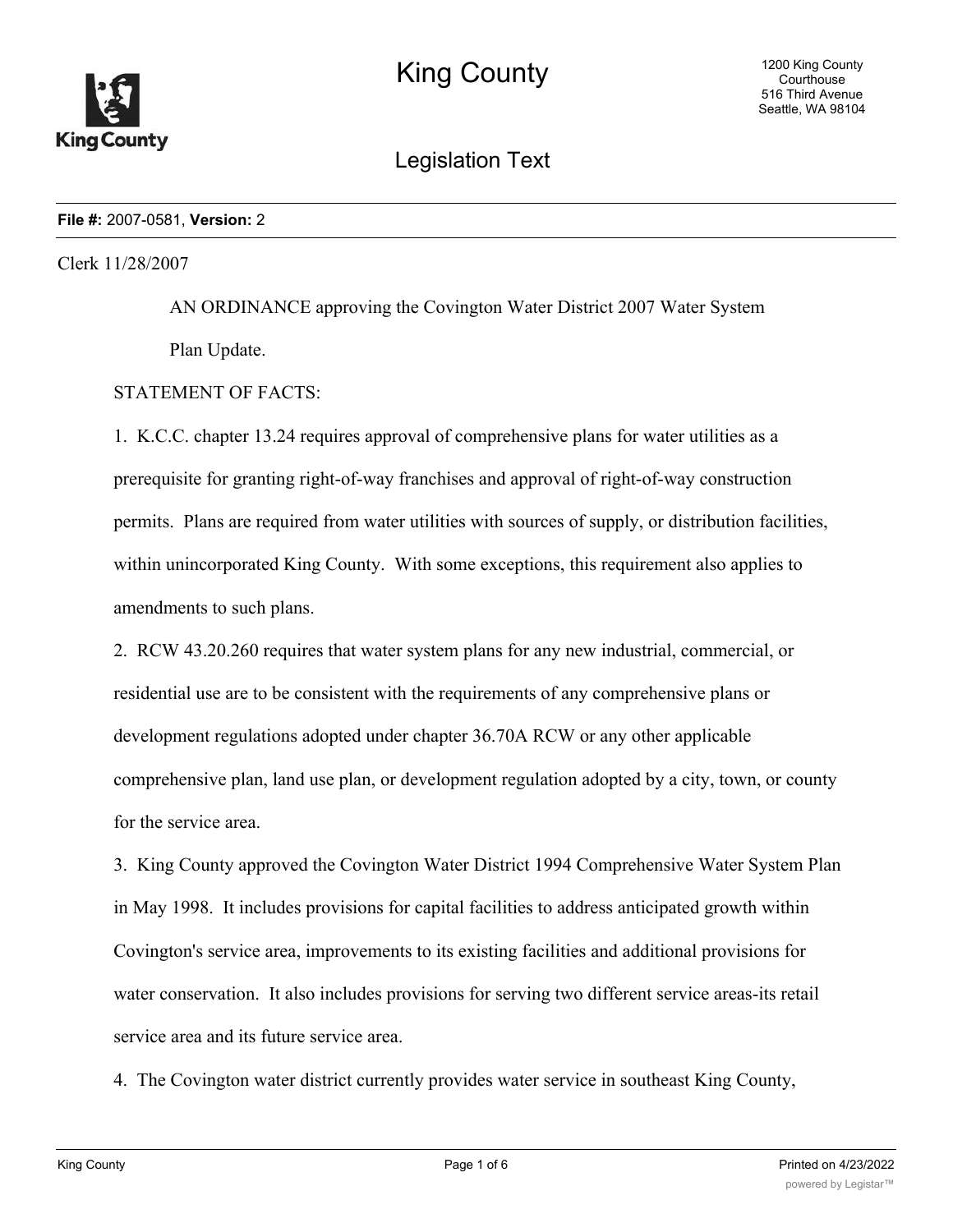**File #:** 2007-0581, **Version:** 2

Clerk 11/28/2007

AN ORDINANCE approving the Covington Water District 2007 Water System Plan Update.

STATEMENT OF FACTS:

1. K.C.C. chapter 13.24 requires approval of comprehensive plans for water utilities as a prerequisite for granting right-of-way franchises and approval of right-of-way construction permits. Plans are required from water utilities with sources of supply, or distribution facilities, within unincorporated King County. With some exceptions, this requirement also applies to amendments to such plans.

2. RCW 43.20.260 requires that water system plans for any new industrial, commercial, or residential use are to be consistent with the requirements of any comprehensive plans or development regulations adopted under chapter 36.70A RCW or any other applicable comprehensive plan, land use plan, or development regulation adopted by a city, town, or county for the service area.

3. King County approved the Covington Water District 1994 Comprehensive Water System Plan in May 1998. It includes provisions for capital facilities to address anticipated growth within Covington's service area, improvements to its existing facilities and additional provisions for water conservation. It also includes provisions for serving two different service areas-its retail service area and its future service area.

4. The Covington water district currently provides water service in southeast King County,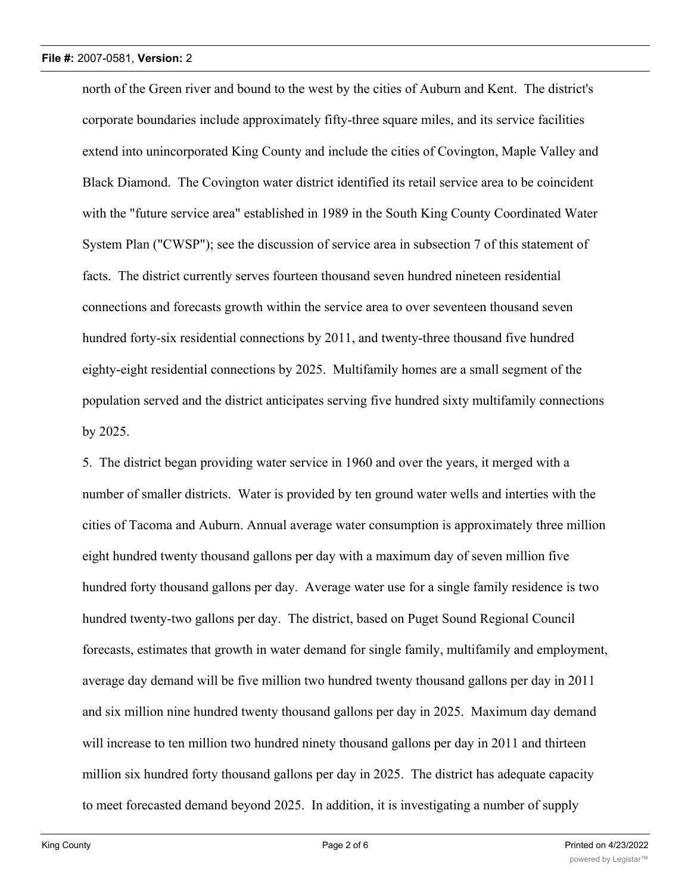north of the Green river and bound to the west by the cities of Auburn and Kent. The district's corporate boundaries include approximately fifty-three square miles, and its service facilities extend into unincorporated King County and include the cities of Covington, Maple Valley and Black Diamond. The Covington water district identified its retail service area to be coincident with the "future service area" established in 1989 in the South King County Coordinated Water System Plan ("CWSP"); see the discussion of service area in subsection 7 of this statement of facts. The district currently serves fourteen thousand seven hundred nineteen residential connections and forecasts growth within the service area to over seventeen thousand seven hundred forty-six residential connections by 2011, and twenty-three thousand five hundred eighty-eight residential connections by 2025. Multifamily homes are a small segment of the population served and the district anticipates serving five hundred sixty multifamily connections by 2025.

5. The district began providing water service in 1960 and over the years, it merged with a number of smaller districts. Water is provided by ten ground water wells and interties with the cities of Tacoma and Auburn. Annual average water consumption is approximately three million eight hundred twenty thousand gallons per day with a maximum day of seven million five hundred forty thousand gallons per day. Average water use for a single family residence is two hundred twenty-two gallons per day. The district, based on Puget Sound Regional Council forecasts, estimates that growth in water demand for single family, multifamily and employment, average day demand will be five million two hundred twenty thousand gallons per day in 2011 and six million nine hundred twenty thousand gallons per day in 2025. Maximum day demand will increase to ten million two hundred ninety thousand gallons per day in 2011 and thirteen million six hundred forty thousand gallons per day in 2025. The district has adequate capacity to meet forecasted demand beyond 2025. In addition, it is investigating a number of supply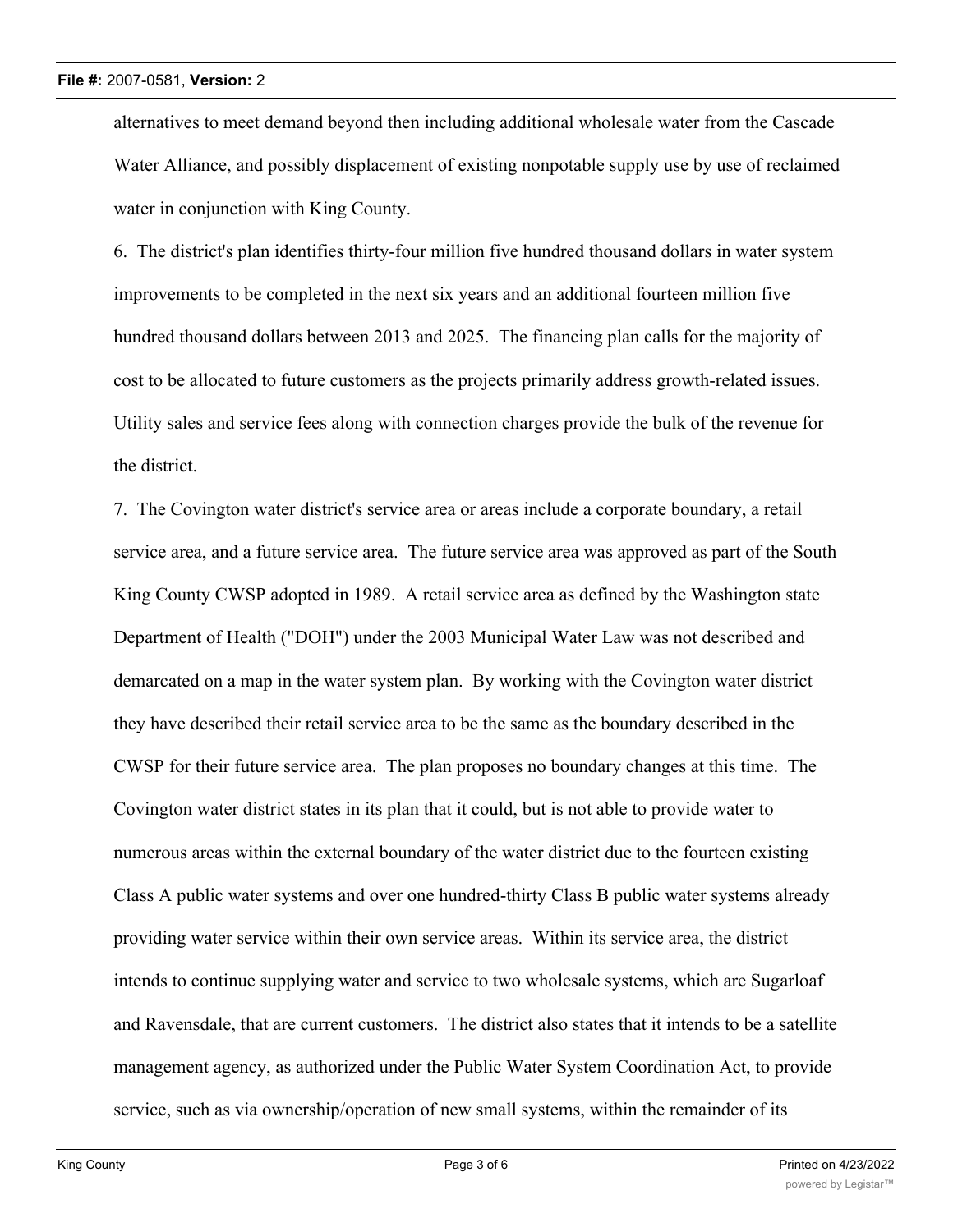alternatives to meet demand beyond then including additional wholesale water from the Cascade Water Alliance, and possibly displacement of existing nonpotable supply use by use of reclaimed water in conjunction with King County.

6. The district's plan identifies thirty-four million five hundred thousand dollars in water system improvements to be completed in the next six years and an additional fourteen million five hundred thousand dollars between 2013 and 2025. The financing plan calls for the majority of cost to be allocated to future customers as the projects primarily address growth-related issues. Utility sales and service fees along with connection charges provide the bulk of the revenue for the district.

7. The Covington water district's service area or areas include a corporate boundary, a retail service area, and a future service area. The future service area was approved as part of the South King County CWSP adopted in 1989. A retail service area as defined by the Washington state Department of Health ("DOH") under the 2003 Municipal Water Law was not described and demarcated on a map in the water system plan. By working with the Covington water district they have described their retail service area to be the same as the boundary described in the CWSP for their future service area. The plan proposes no boundary changes at this time. The Covington water district states in its plan that it could, but is not able to provide water to numerous areas within the external boundary of the water district due to the fourteen existing Class A public water systems and over one hundred-thirty Class B public water systems already providing water service within their own service areas. Within its service area, the district intends to continue supplying water and service to two wholesale systems, which are Sugarloaf and Ravensdale, that are current customers. The district also states that it intends to be a satellite management agency, as authorized under the Public Water System Coordination Act, to provide service, such as via ownership/operation of new small systems, within the remainder of its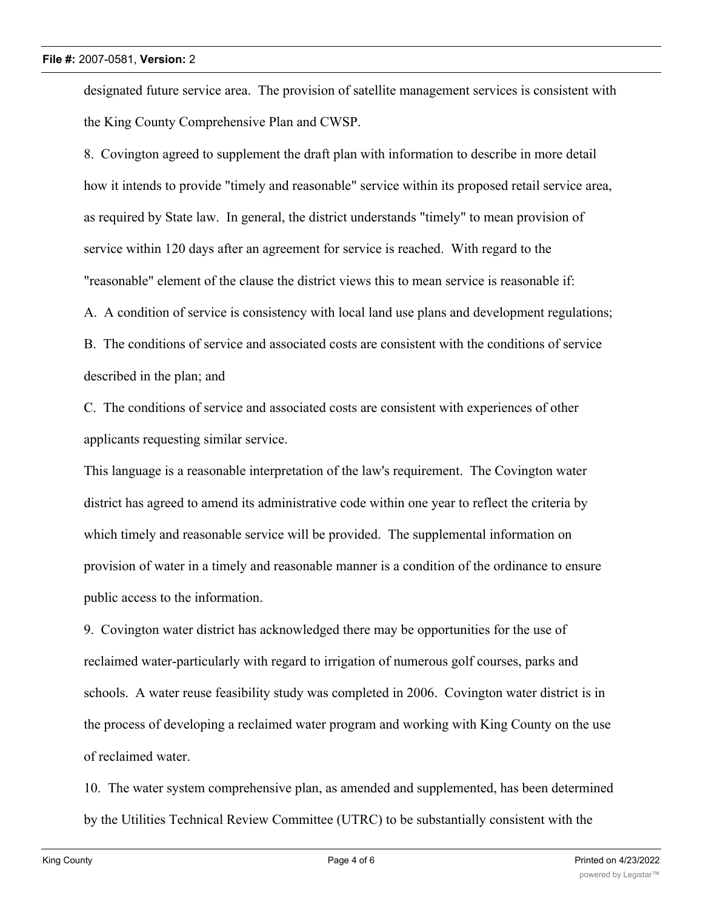designated future service area. The provision of satellite management services is consistent with the King County Comprehensive Plan and CWSP.

8. Covington agreed to supplement the draft plan with information to describe in more detail how it intends to provide "timely and reasonable" service within its proposed retail service area, as required by State law. In general, the district understands "timely" to mean provision of service within 120 days after an agreement for service is reached. With regard to the "reasonable" element of the clause the district views this to mean service is reasonable if:

A. A condition of service is consistency with local land use plans and development regulations;

B. The conditions of service and associated costs are consistent with the conditions of service described in the plan; and

C. The conditions of service and associated costs are consistent with experiences of other applicants requesting similar service.

This language is a reasonable interpretation of the law's requirement. The Covington water district has agreed to amend its administrative code within one year to reflect the criteria by which timely and reasonable service will be provided. The supplemental information on provision of water in a timely and reasonable manner is a condition of the ordinance to ensure public access to the information.

9. Covington water district has acknowledged there may be opportunities for the use of reclaimed water-particularly with regard to irrigation of numerous golf courses, parks and schools. A water reuse feasibility study was completed in 2006. Covington water district is in the process of developing a reclaimed water program and working with King County on the use of reclaimed water.

10. The water system comprehensive plan, as amended and supplemented, has been determined by the Utilities Technical Review Committee (UTRC) to be substantially consistent with the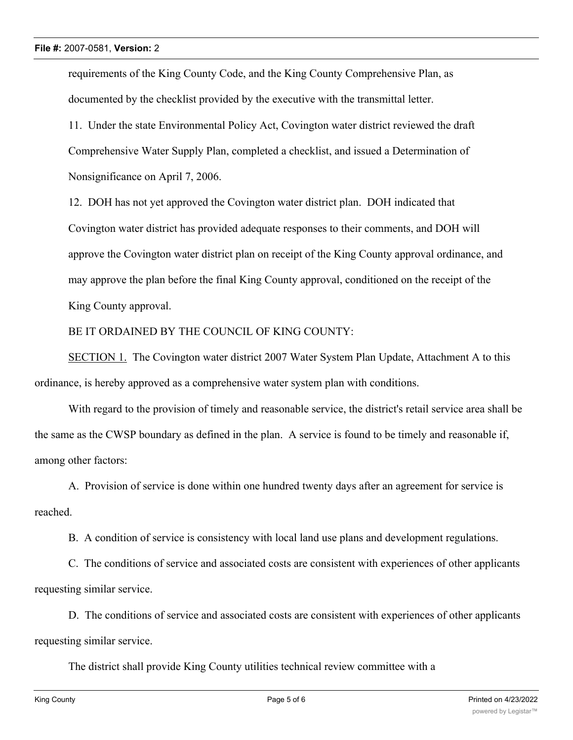requirements of the King County Code, and the King County Comprehensive Plan, as documented by the checklist provided by the executive with the transmittal letter.

11. Under the state Environmental Policy Act, Covington water district reviewed the draft Comprehensive Water Supply Plan, completed a checklist, and issued a Determination of Nonsignificance on April 7, 2006.

12. DOH has not yet approved the Covington water district plan. DOH indicated that Covington water district has provided adequate responses to their comments, and DOH will approve the Covington water district plan on receipt of the King County approval ordinance, and may approve the plan before the final King County approval, conditioned on the receipt of the King County approval.

BE IT ORDAINED BY THE COUNCIL OF KING COUNTY:

SECTION 1. The Covington water district 2007 Water System Plan Update, Attachment A to this ordinance, is hereby approved as a comprehensive water system plan with conditions.

With regard to the provision of timely and reasonable service, the district's retail service area shall be the same as the CWSP boundary as defined in the plan. A service is found to be timely and reasonable if, among other factors:

A. Provision of service is done within one hundred twenty days after an agreement for service is reached.

B. A condition of service is consistency with local land use plans and development regulations.

C. The conditions of service and associated costs are consistent with experiences of other applicants requesting similar service.

D. The conditions of service and associated costs are consistent with experiences of other applicants requesting similar service.

The district shall provide King County utilities technical review committee with a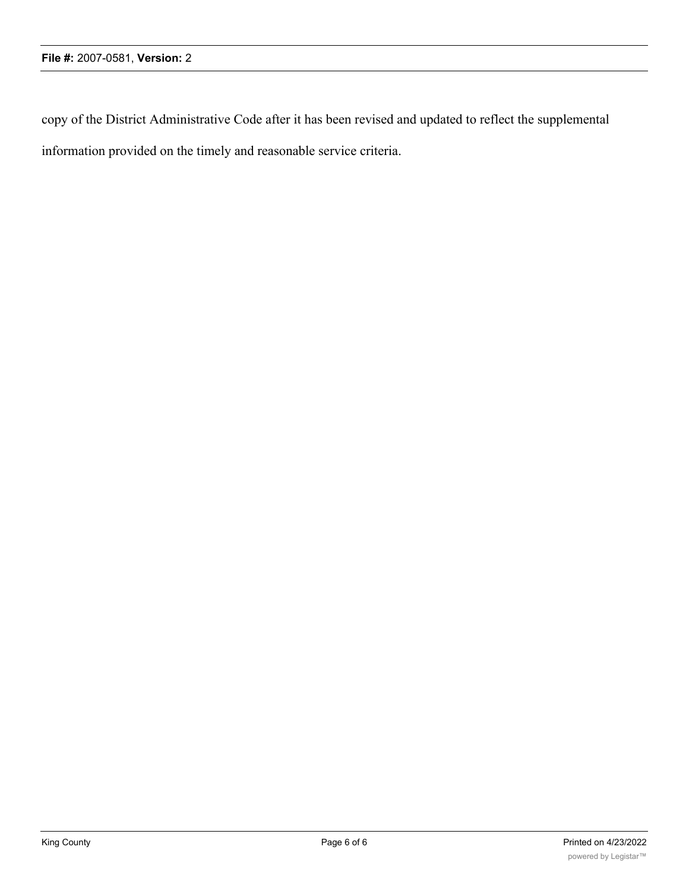copy of the District Administrative Code after it has been revised and updated to reflect the supplemental information provided on the timely and reasonable service criteria.